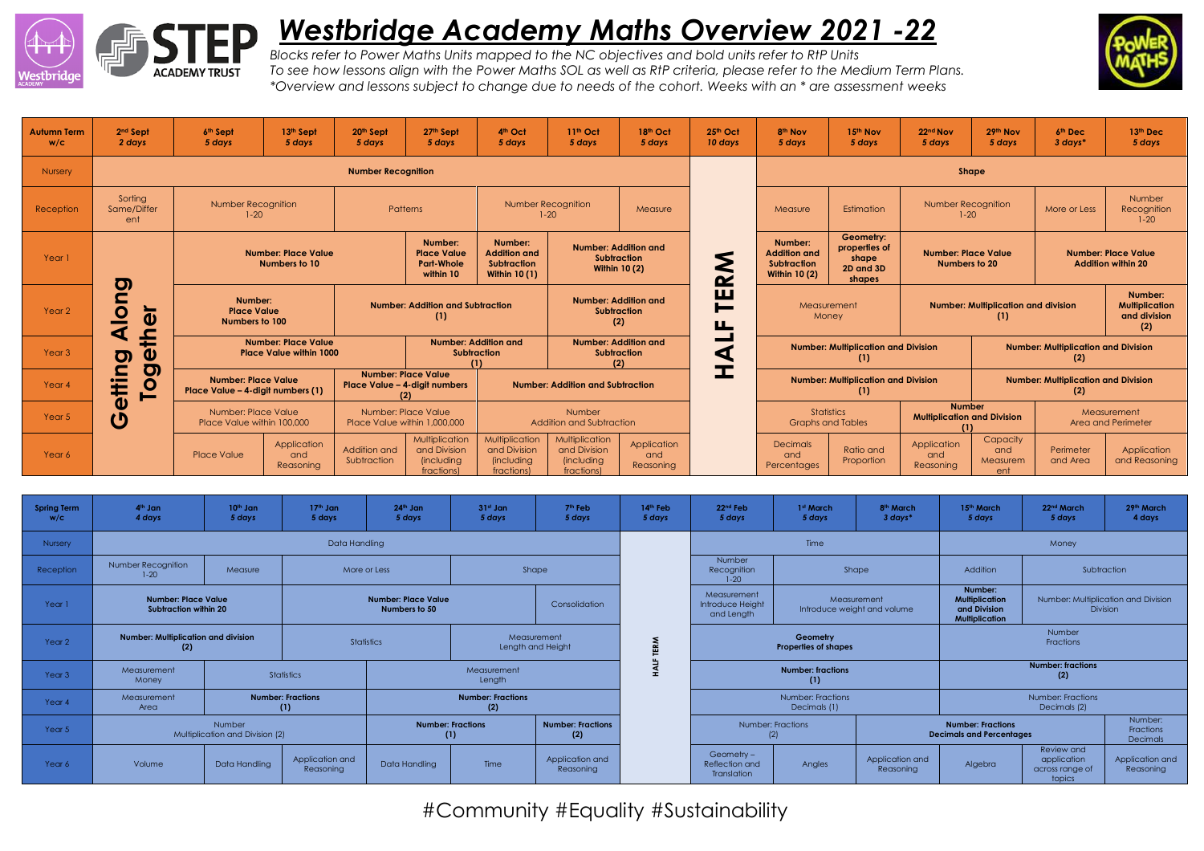# *Westbridge Academy Maths Overview 2021 -22*

*Blocks refer to Power Maths Units mapped to the NC objectives and bold units refer to RtP Units*
*To see how lessons align with the Power Maths SOL as well as RtP criteria, please refer to the Medium Term Plans.*
*\*Overview and lessons subject to change due to needs of the cohort. Weeks with an \* are assessment weeks*

| **Autumn Term w/c** | **2nd Sept** *2 days* | **6th Sept** *5 days* | **13th Sept** *5 days* | **20th Sept** *5 days* | **27th Sept** *5 days* | **4th Oct** *5 days* | **11th Oct** *5 days* | **18th Oct** *5 days* | **25th Oct** *10 days* | **8th Nov** *5 days* | **15th Nov** *5 days* | **22nd Nov** *5 days* | **29th Nov** *5 days* | **6th Dec** *3 days\** | **13th Dec** *5 days* |
|---|---|---|---|---|---|---|---|---|---|---|---|---|---|---|---|
| Nursery | **Number Recognition** | | | | | | | | **HALF TERM** | **Shape** | | | | | |
| Reception | Sorting Same/Different | Number Recognition 1-20 | | Patterns | | Number Recognition 1-20 | | Measure | | Measure | Estimation | Number Recognition 1-20 | | More or Less | Number Recognition 1-20 |
| Year 1 | **Getting Along Together** | **Number: Place Value Numbers to 10** | | | **Number: Place Value Part-Whole within 10** | **Number: Addition and Subtraction Within 10 (1)** | **Number: Addition and Subtraction Within 10 (2)** | | | **Number: Addition and Subtraction Within 10 (2)** | **Geometry: properties of shape 2D and 3D shapes** | **Number: Place Value Numbers to 20** | | **Number: Place Value Addition within 20** | |
| Year 2 | | **Number: Place Value Numbers to 100** | | **Number: Addition and Subtraction (1)** | | | **Number: Addition and Subtraction (2)** | | | Measurement Money | | **Number: Multiplication and division (1)** | | | **Number: Multiplication and division (2)** |
| Year 3 | | **Number: Place Value Place Value within 1000** | | | **Number: Addition and Subtraction (1)** | | **Number: Addition and Subtraction (2)** | | | **Number: Multiplication and Division (1)** | | | **Number: Multiplication and Division (2)** | | |
| Year 4 | | **Number: Place Value Place Value – 4-digit numbers (1)** | | **Number: Place Value Place Value – 4-digit numbers (2)** | | **Number: Addition and Subtraction** | | | | **Number: Multiplication and Division (1)** | | | **Number: Multiplication and Division (2)** | | |
| Year 5 | | Number: Place Value Place Value within 100,000 | | Number: Place Value Place Value within 1,000,000 | | Number Addition and Subtraction | | | | Statistics Graphs and Tables | | **Number Multiplication and Division (1)** | | Measurement Area and Perimeter | |
| Year 6 | | Place Value | Application and Reasoning | Addition and Subtraction | Multiplication and Division (including fractions) | Multiplication and Division (including fractions) | Multiplication and Division (including fractions) | Application and Reasoning | | Decimals and Percentages | Ratio and Proportion | Application and Reasoning | Capacity and Measurement | Perimeter and Area | Application and Reasoning |

| **Spring Term w/c** | **4th Jan** *4 days* | **10th Jan** *5 days* | **17th Jan** *5 days* | **24th Jan** *5 days* | **31st Jan** *5 days* | **7th Feb** *5 days* | **14th Feb** *5 days* | **22nd Feb** *5 days* | **1st March** *5 days* | **8th March** *3 days\** | **15th March** *5 days* | **22nd March** *5 days* | **29th March** *4 days* |
|---|---|---|---|---|---|---|---|---|---|---|---|---|---|
| Nursery | Data Handling | | | | | | **HALF TERM** | Time | | | Money | | |
| Reception | Number Recognition 1-20 | Measure | More or Less | | Shape | | | Number Recognition 1-20 | Shape | | Addition | Subtraction | |
| Year 1 | **Number: Place Value Subtraction within 20** | | **Number: Place Value Numbers to 50** | | | Consolidation | | Measurement Introduce Height and Length | Measurement Introduce weight and volume | | **Number: Multiplication and Division Multiplication** | Number: Multiplication and Division Division | |
| Year 2 | **Number: Multiplication and division (2)** | | Statistics | | Measurement Length and Height | | | **Geometry Properties of shapes** | | | Number Fractions | | |
| Year 3 | Measurement Money | Statistics | | Measurement Length | | | | **Number: fractions (1)** | | | **Number: fractions (2)** | | |
| Year 4 | Measurement Area | **Number: Fractions (1)** | | **Number: Fractions (2)** | | | | Number: Fractions Decimals (1) | | | Number: Fractions Decimals (2) | | |
| Year 5 | Number Multiplication and Division (2) | | | **Number: Fractions (1)** | | **Number: Fractions (2)** | | Number: Fractions (2) | | **Number: Fractions Decimals and Percentages** | | | Number: Fractions Decimals |
| Year 6 | Volume | Data Handling | Application and Reasoning | Data Handling | Time | Application and Reasoning | | Geometry – Reflection and Translation | Angles | Application and Reasoning | Algebra | Review and application across range of topics | Application and Reasoning |

#Community #Equality #Sustainability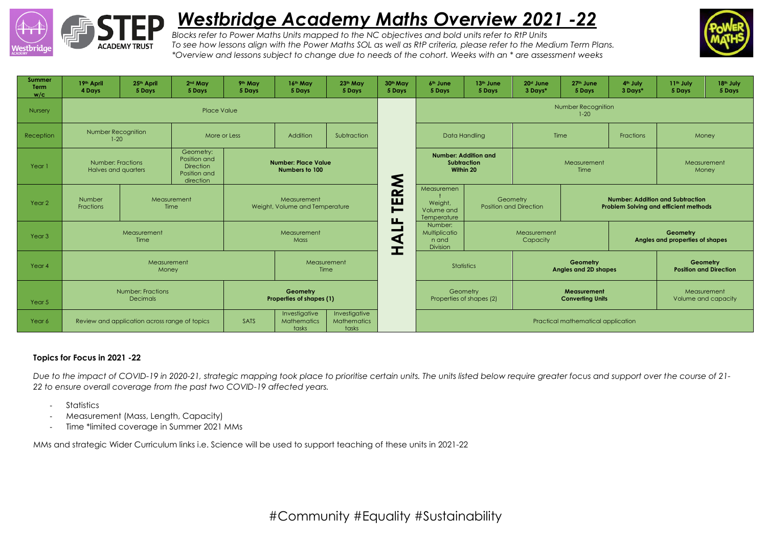# *Westbridge Academy Maths Overview 2021 -22*

*Blocks refer to Power Maths Units mapped to the NC objectives and bold units refer to RtP Units*
*To see how lessons align with the Power Maths SOL as well as RtP criteria, please refer to the Medium Term Plans.*
**Overview and lessons subject to change due to needs of the cohort. Weeks with an * are assessment weeks*

| Summer Term w/c | 19th April 4 Days | 25th April 5 Days | 2nd May 5 Days | 9th May 5 Days | 16th May 5 Days | 23rd May 5 Days | 30th May 5 Days | 6th June 5 Days | 13th June 5 Days | 20st June 3 Days* | 27th June 5 Days | 4th July 3 Days* | 11th July 5 Days | 18th July 5 Days |
|---|---|---|---|---|---|---|---|---|---|---|---|---|---|---|
| Nursery | Place Value | | | | | | HALF TERM | Number Recognition 1-20 | | | | | | |
| Reception | Number Recognition 1-20 | | More or Less | | Addition | Subtraction | | Data Handling | | Time | | Fractions | Money | |
| Year 1 | Number: Fractions Halves and quarters | | Geometry: Position and Direction Position and direction | **Number: Place Value Numbers to 100** | | | | **Number: Addition and Subtraction Within 20** | | Measurement Time | | | Measurement Money | |
| Year 2 | Number Fractions | Measurement Time | | Measurement Weight, Volume and Temperature | | | | Measurement Weight, Volume and Temperature | Geometry Position and Direction | | **Number: Addition and Subtraction Problem Solving and efficient methods** | | | |
| Year 3 | Measurement Time | | | Measurement Mass | | | | Number: Multiplication and Division | Measurement Capacity | | | **Geometry Angles and properties of shapes** | | |
| Year 4 | Measurement Money | | | | Measurement Time | | | Statistics | | **Geometry Angles and 2D shapes** | | | **Geometry Position and Direction** | |
| Year 5 | Number: Fractions Decimals | | | **Geometry Properties of shapes (1)** | | | | Geometry Properties of shapes (2) | | **Measurement Converting Units** | | | Measurement Volume and capacity | |
| Year 6 | Review and application across range of topics | | | SATS | Investigative Mathematics tasks | Investigative Mathematics tasks | | Practical mathematical application | | | | | | |

**Topics for Focus in 2021 -22**

*Due to the impact of COVID-19 in 2020-21, strategic mapping took place to prioritise certain units. The units listed below require greater focus and support over the course of 21-22 to ensure overall coverage from the past two COVID-19 affected years.*

- Statistics
- Measurement (Mass, Length, Capacity)
- Time *limited coverage in Summer 2021 MMs

MMs and strategic Wider Curriculum links i.e. Science will be used to support teaching of these units in 2021-22

#Community #Equality #Sustainability